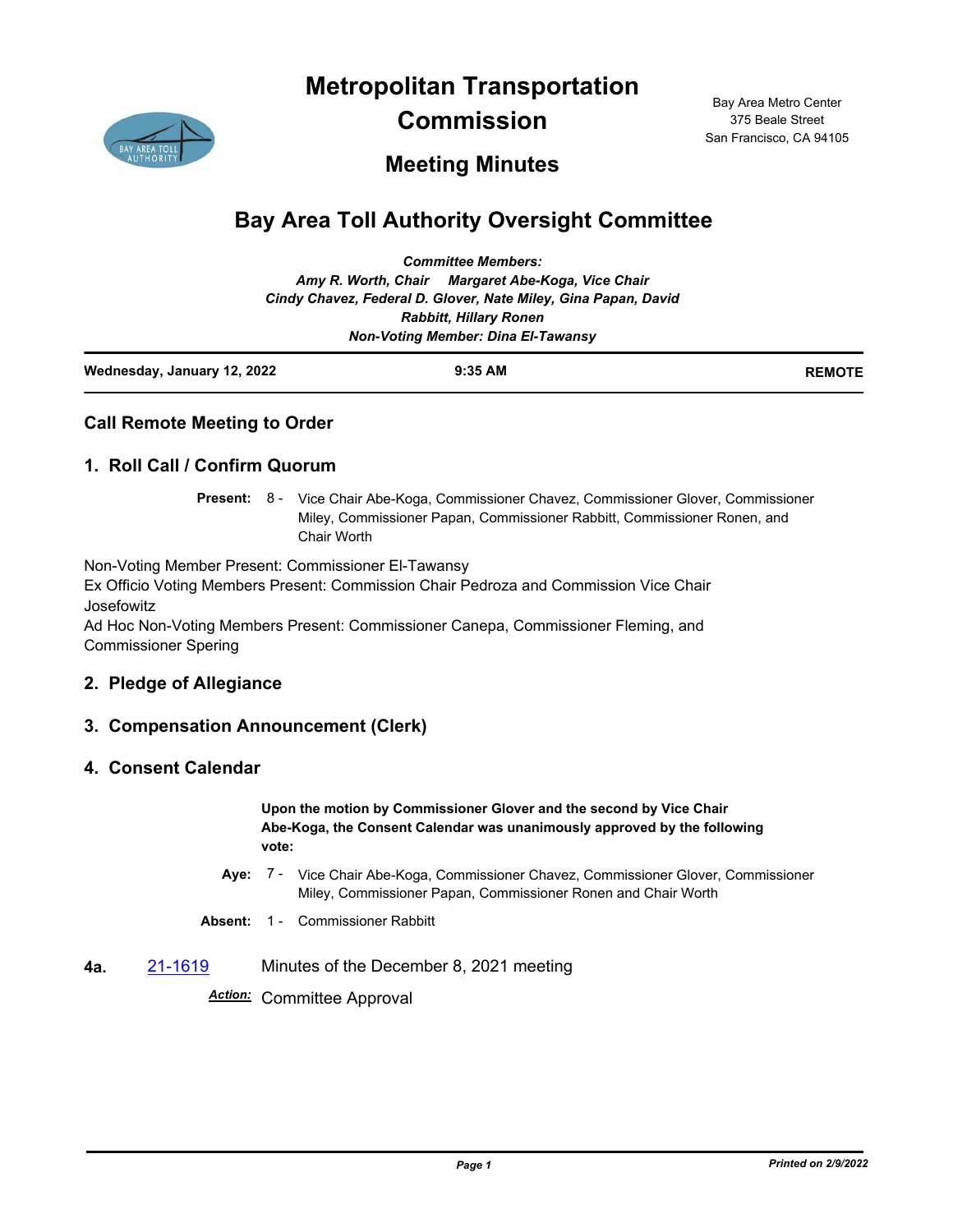# Metropolitan Transportation Commission

## Meeting Minutes

Bay Area Metro Center
375 Beale Street
San Francisco, CA 94105

# Bay Area Toll Authority Oversight Committee

***Committee Members:***
***Amy R. Worth, Chair     Margaret Abe-Koga, Vice Chair***
***Cindy Chavez, Federal D. Glover, Nate Miley, Gina Papan, David Rabbitt, Hillary Ronen***
***Non-Voting Member: Dina El-Tawansy***

**Wednesday, January 12, 2022** | **9:35 AM** | **REMOTE**

## Call Remote Meeting to Order

## 1. Roll Call / Confirm Quorum

**Present:** 8 - Vice Chair Abe-Koga, Commissioner Chavez, Commissioner Glover, Commissioner Miley, Commissioner Papan, Commissioner Rabbitt, Commissioner Ronen, and Chair Worth

Non-Voting Member Present: Commissioner El-Tawansy
Ex Officio Voting Members Present: Commission Chair Pedroza and Commission Vice Chair Josefowitz
Ad Hoc Non-Voting Members Present: Commissioner Canepa, Commissioner Fleming, and Commissioner Spering

## 2. Pledge of Allegiance

## 3. Compensation Announcement (Clerk)

## 4. Consent Calendar

**Upon the motion by Commissioner Glover and the second by Vice Chair Abe-Koga, the Consent Calendar was unanimously approved by the following vote:**

**Aye:** 7 - Vice Chair Abe-Koga, Commissioner Chavez, Commissioner Glover, Commissioner Miley, Commissioner Papan, Commissioner Ronen and Chair Worth

**Absent:** 1 - Commissioner Rabbitt

**4a.** 21-1619 Minutes of the December 8, 2021 meeting

***Action:*** Committee Approval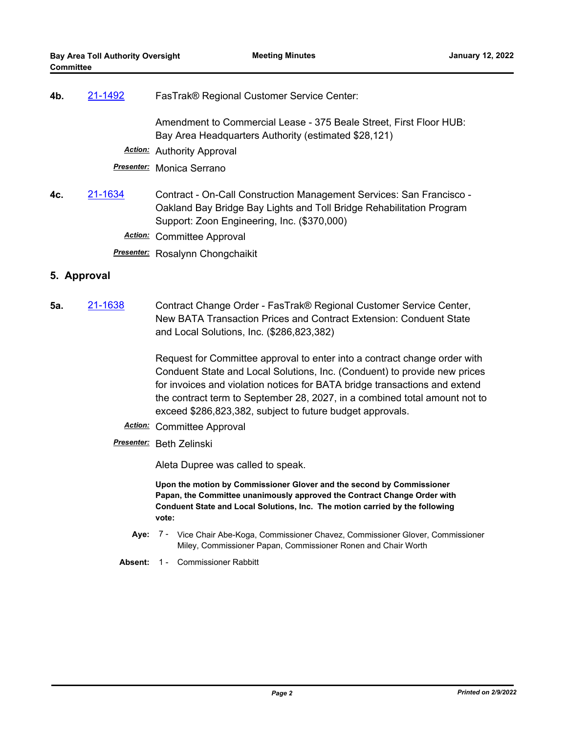**4b.** 21-1492 FasTrak® Regional Customer Service Center:

Amendment to Commercial Lease - 375 Beale Street, First Floor HUB: Bay Area Headquarters Authority (estimated $28,121)

***Action:*** Authority Approval

***Presenter:*** Monica Serrano

**4c.** 21-1634 Contract - On-Call Construction Management Services: San Francisco - Oakland Bay Bridge Bay Lights and Toll Bridge Rehabilitation Program Support: Zoon Engineering, Inc. ($370,000)

***Action:*** Committee Approval

***Presenter:*** Rosalynn Chongchaikit

## 5. Approval

**5a.** 21-1638 Contract Change Order - FasTrak® Regional Customer Service Center, New BATA Transaction Prices and Contract Extension: Conduent State and Local Solutions, Inc. ($286,823,382)

Request for Committee approval to enter into a contract change order with Conduent State and Local Solutions, Inc. (Conduent) to provide new prices for invoices and violation notices for BATA bridge transactions and extend the contract term to September 28, 2027, in a combined total amount not to exceed $286,823,382, subject to future budget approvals.

***Action:*** Committee Approval

***Presenter:*** Beth Zelinski

Aleta Dupree was called to speak.

**Upon the motion by Commissioner Glover and the second by Commissioner Papan, the Committee unanimously approved the Contract Change Order with Conduent State and Local Solutions, Inc. The motion carried by the following vote:**

**Aye:** 7 - Vice Chair Abe-Koga, Commissioner Chavez, Commissioner Glover, Commissioner Miley, Commissioner Papan, Commissioner Ronen and Chair Worth

**Absent:** 1 - Commissioner Rabbitt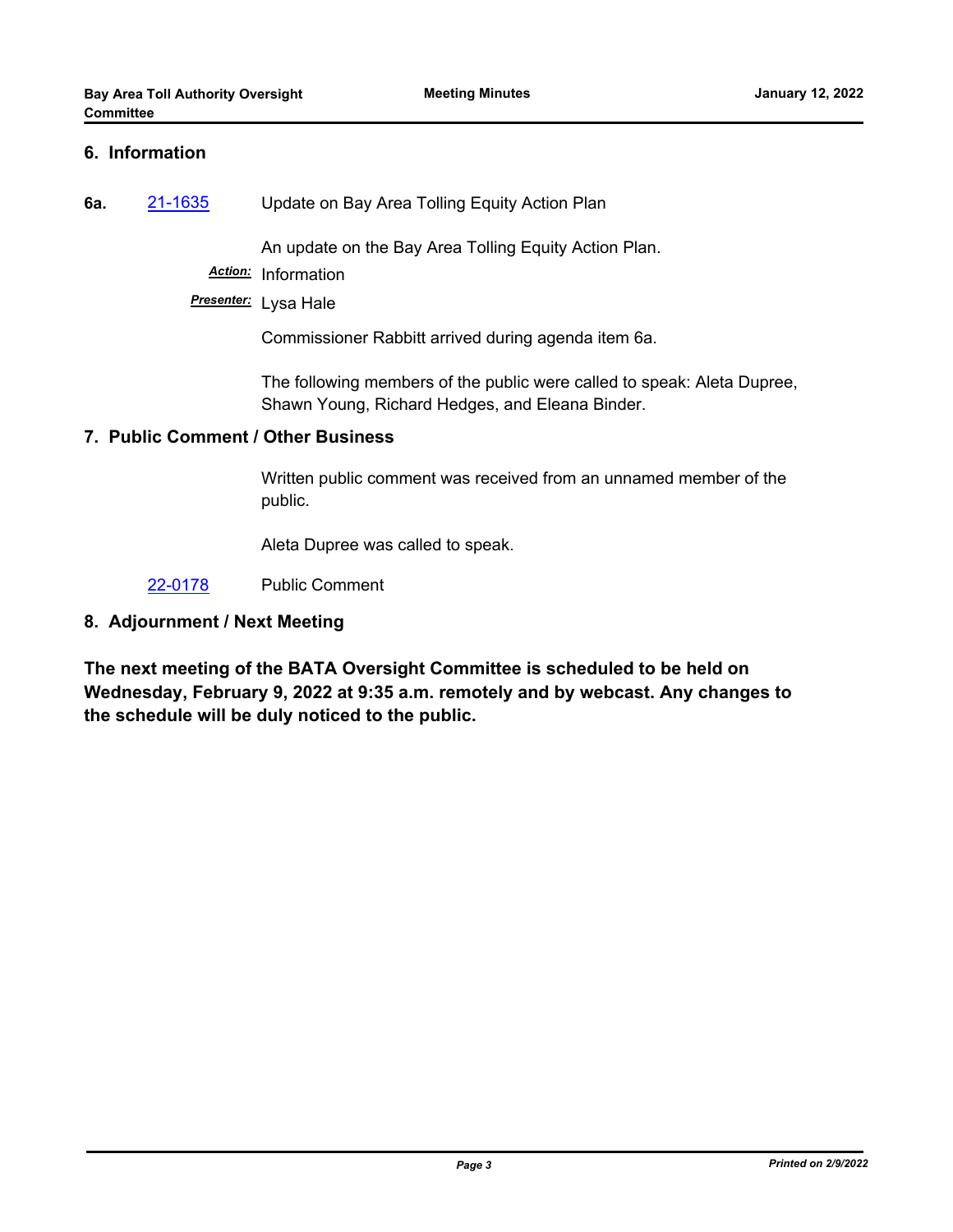## 6. Information

**6a.** 21-1635 Update on Bay Area Tolling Equity Action Plan

An update on the Bay Area Tolling Equity Action Plan.

***Action:*** Information

***Presenter:*** Lysa Hale

Commissioner Rabbitt arrived during agenda item 6a.

The following members of the public were called to speak: Aleta Dupree, Shawn Young, Richard Hedges, and Eleana Binder.

## 7. Public Comment / Other Business

Written public comment was received from an unnamed member of the public.

Aleta Dupree was called to speak.

22-0178 Public Comment

## 8. Adjournment / Next Meeting

**The next meeting of the BATA Oversight Committee is scheduled to be held on Wednesday, February 9, 2022 at 9:35 a.m. remotely and by webcast. Any changes to the schedule will be duly noticed to the public.**